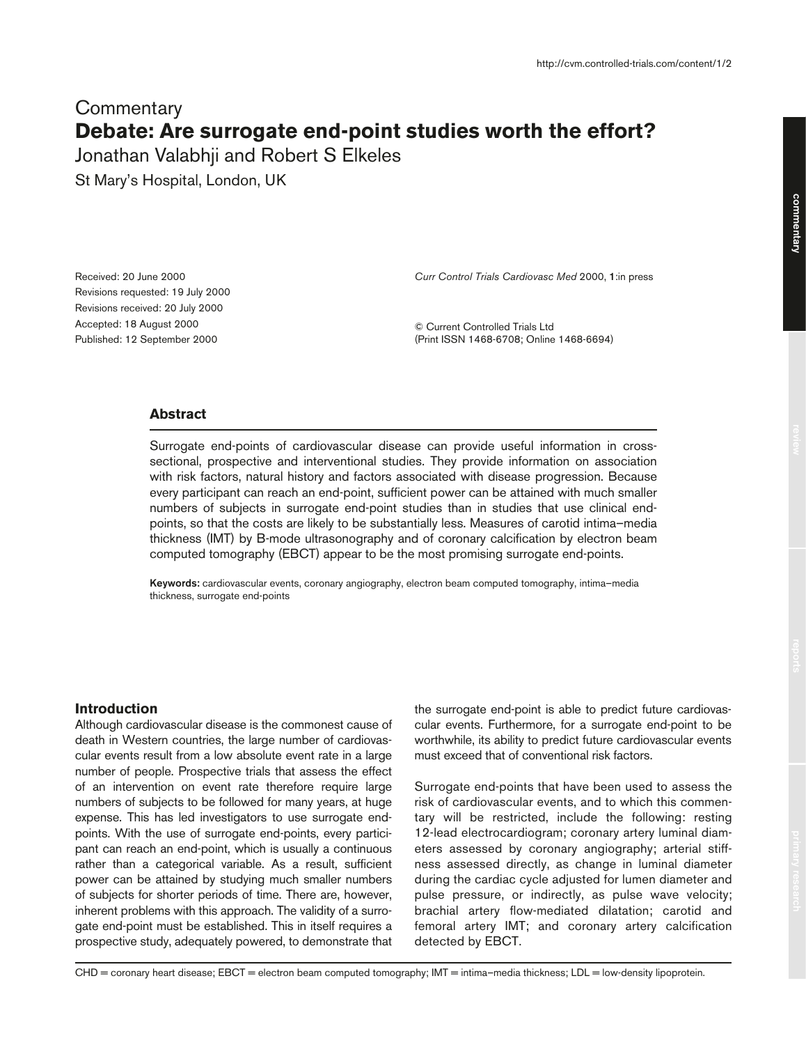Commentary

# Debate: Are surrogate end-point studies worth the effort?

Jonathan Valabhji and Robert S Elkeles

St Mary's Hospital, London, UK

Received: 20 June 2000
Revisions requested: 19 July 2000
Revisions received: 20 July 2000
Accepted: 18 August 2000
Published: 12 September 2000

*Curr Control Trials Cardiovasc Med* 2000, **1**:in press

© Current Controlled Trials Ltd
(Print ISSN 1468-6708; Online 1468-6694)

## Abstract

Surrogate end-points of cardiovascular disease can provide useful information in cross-sectional, prospective and interventional studies. They provide information on association with risk factors, natural history and factors associated with disease progression. Because every participant can reach an end-point, sufficient power can be attained with much smaller numbers of subjects in surrogate end-point studies than in studies that use clinical end-points, so that the costs are likely to be substantially less. Measures of carotid intima–media thickness (IMT) by B-mode ultrasonography and of coronary calcification by electron beam computed tomography (EBCT) appear to be the most promising surrogate end-points.

**Keywords:** cardiovascular events, coronary angiography, electron beam computed tomography, intima–media thickness, surrogate end-points

## Introduction

Although cardiovascular disease is the commonest cause of death in Western countries, the large number of cardiovascular events result from a low absolute event rate in a large number of people. Prospective trials that assess the effect of an intervention on event rate therefore require large numbers of subjects to be followed for many years, at huge expense. This has led investigators to use surrogate end-points. With the use of surrogate end-points, every participant can reach an end-point, which is usually a continuous rather than a categorical variable. As a result, sufficient power can be attained by studying much smaller numbers of subjects for shorter periods of time. There are, however, inherent problems with this approach. The validity of a surrogate end-point must be established. This in itself requires a prospective study, adequately powered, to demonstrate that the surrogate end-point is able to predict future cardiovascular events. Furthermore, for a surrogate end-point to be worthwhile, its ability to predict future cardiovascular events must exceed that of conventional risk factors.

Surrogate end-points that have been used to assess the risk of cardiovascular events, and to which this commentary will be restricted, include the following: resting 12-lead electrocardiogram; coronary artery luminal diameters assessed by coronary angiography; arterial stiffness assessed directly, as change in luminal diameter during the cardiac cycle adjusted for lumen diameter and pulse pressure, or indirectly, as pulse wave velocity; brachial artery flow-mediated dilatation; carotid and femoral artery IMT; and coronary artery calcification detected by EBCT.

CHD = coronary heart disease; EBCT = electron beam computed tomography; IMT = intima–media thickness; LDL = low-density lipoprotein.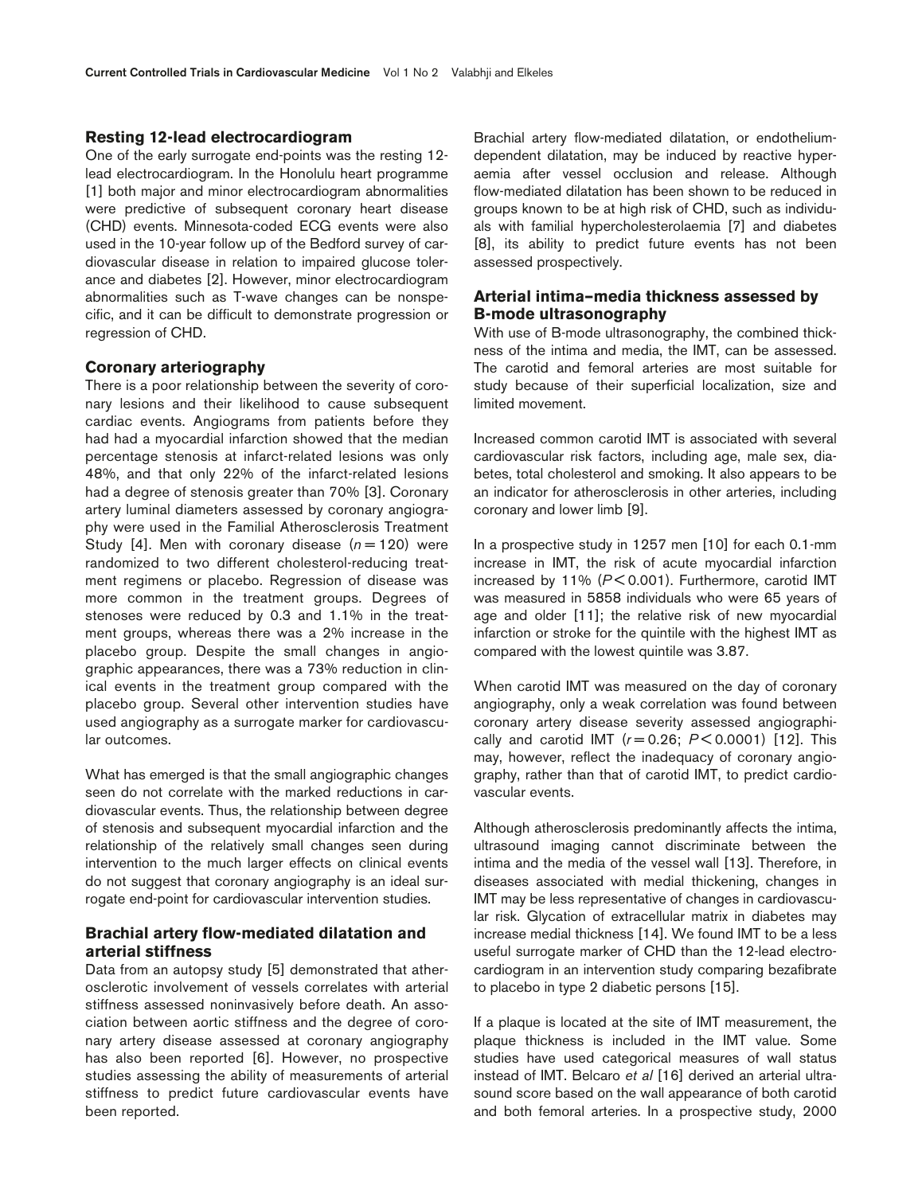## Resting 12-lead electrocardiogram

One of the early surrogate end-points was the resting 12-lead electrocardiogram. In the Honolulu heart programme [1] both major and minor electrocardiogram abnormalities were predictive of subsequent coronary heart disease (CHD) events. Minnesota-coded ECG events were also used in the 10-year follow up of the Bedford survey of cardiovascular disease in relation to impaired glucose tolerance and diabetes [2]. However, minor electrocardiogram abnormalities such as T-wave changes can be nonspecific, and it can be difficult to demonstrate progression or regression of CHD.

## Coronary arteriography

There is a poor relationship between the severity of coronary lesions and their likelihood to cause subsequent cardiac events. Angiograms from patients before they had had a myocardial infarction showed that the median percentage stenosis at infarct-related lesions was only 48%, and that only 22% of the infarct-related lesions had a degree of stenosis greater than 70% [3]. Coronary artery luminal diameters assessed by coronary angiography were used in the Familial Atherosclerosis Treatment Study [4]. Men with coronary disease ($n = 120$) were randomized to two different cholesterol-reducing treatment regimens or placebo. Regression of disease was more common in the treatment groups. Degrees of stenoses were reduced by 0.3 and 1.1% in the treatment groups, whereas there was a 2% increase in the placebo group. Despite the small changes in angiographic appearances, there was a 73% reduction in clinical events in the treatment group compared with the placebo group. Several other intervention studies have used angiography as a surrogate marker for cardiovascular outcomes.

What has emerged is that the small angiographic changes seen do not correlate with the marked reductions in cardiovascular events. Thus, the relationship between degree of stenosis and subsequent myocardial infarction and the relationship of the relatively small changes seen during intervention to the much larger effects on clinical events do not suggest that coronary angiography is an ideal surrogate end-point for cardiovascular intervention studies.

## Brachial artery flow-mediated dilatation and arterial stiffness

Data from an autopsy study [5] demonstrated that atherosclerotic involvement of vessels correlates with arterial stiffness assessed noninvasively before death. An association between aortic stiffness and the degree of coronary artery disease assessed at coronary angiography has also been reported [6]. However, no prospective studies assessing the ability of measurements of arterial stiffness to predict future cardiovascular events have been reported.

Brachial artery flow-mediated dilatation, or endothelium-dependent dilatation, may be induced by reactive hyperaemia after vessel occlusion and release. Although flow-mediated dilatation has been shown to be reduced in groups known to be at high risk of CHD, such as individuals with familial hypercholesterolaemia [7] and diabetes [8], its ability to predict future events has not been assessed prospectively.

## Arterial intima–media thickness assessed by B-mode ultrasonography

With use of B-mode ultrasonography, the combined thickness of the intima and media, the IMT, can be assessed. The carotid and femoral arteries are most suitable for study because of their superficial localization, size and limited movement.

Increased common carotid IMT is associated with several cardiovascular risk factors, including age, male sex, diabetes, total cholesterol and smoking. It also appears to be an indicator for atherosclerosis in other arteries, including coronary and lower limb [9].

In a prospective study in 1257 men [10] for each 0.1-mm increase in IMT, the risk of acute myocardial infarction increased by 11% ($P < 0.001$). Furthermore, carotid IMT was measured in 5858 individuals who were 65 years of age and older [11]; the relative risk of new myocardial infarction or stroke for the quintile with the highest IMT as compared with the lowest quintile was 3.87.

When carotid IMT was measured on the day of coronary angiography, only a weak correlation was found between coronary artery disease severity assessed angiographically and carotid IMT ($r = 0.26$; $P < 0.0001$) [12]. This may, however, reflect the inadequacy of coronary angiography, rather than that of carotid IMT, to predict cardiovascular events.

Although atherosclerosis predominantly affects the intima, ultrasound imaging cannot discriminate between the intima and the media of the vessel wall [13]. Therefore, in diseases associated with medial thickening, changes in IMT may be less representative of changes in cardiovascular risk. Glycation of extracellular matrix in diabetes may increase medial thickness [14]. We found IMT to be a less useful surrogate marker of CHD than the 12-lead electrocardiogram in an intervention study comparing bezafibrate to placebo in type 2 diabetic persons [15].

If a plaque is located at the site of IMT measurement, the plaque thickness is included in the IMT value. Some studies have used categorical measures of wall status instead of IMT. Belcaro *et al* [16] derived an arterial ultrasound score based on the wall appearance of both carotid and both femoral arteries. In a prospective study, 2000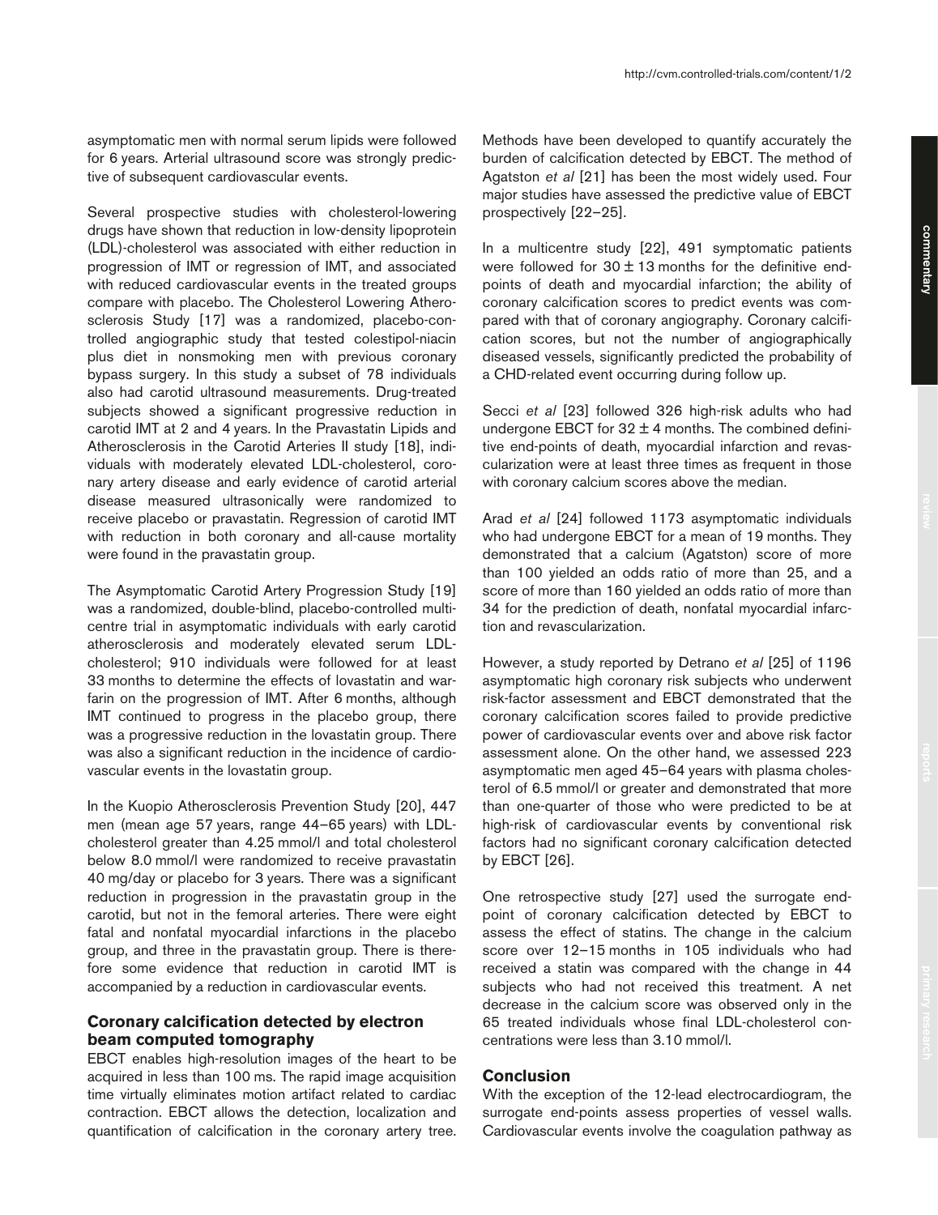asymptomatic men with normal serum lipids were followed for 6 years. Arterial ultrasound score was strongly predictive of subsequent cardiovascular events.

Several prospective studies with cholesterol-lowering drugs have shown that reduction in low-density lipoprotein (LDL)-cholesterol was associated with either reduction in progression of IMT or regression of IMT, and associated with reduced cardiovascular events in the treated groups compare with placebo. The Cholesterol Lowering Atherosclerosis Study [17] was a randomized, placebo-controlled angiographic study that tested colestipol-niacin plus diet in nonsmoking men with previous coronary bypass surgery. In this study a subset of 78 individuals also had carotid ultrasound measurements. Drug-treated subjects showed a significant progressive reduction in carotid IMT at 2 and 4 years. In the Pravastatin Lipids and Atherosclerosis in the Carotid Arteries II study [18], individuals with moderately elevated LDL-cholesterol, coronary artery disease and early evidence of carotid arterial disease measured ultrasonically were randomized to receive placebo or pravastatin. Regression of carotid IMT with reduction in both coronary and all-cause mortality were found in the pravastatin group.

The Asymptomatic Carotid Artery Progression Study [19] was a randomized, double-blind, placebo-controlled multicentre trial in asymptomatic individuals with early carotid atherosclerosis and moderately elevated serum LDL-cholesterol; 910 individuals were followed for at least 33 months to determine the effects of lovastatin and warfarin on the progression of IMT. After 6 months, although IMT continued to progress in the placebo group, there was a progressive reduction in the lovastatin group. There was also a significant reduction in the incidence of cardiovascular events in the lovastatin group.

In the Kuopio Atherosclerosis Prevention Study [20], 447 men (mean age 57 years, range 44–65 years) with LDL-cholesterol greater than 4.25 mmol/l and total cholesterol below 8.0 mmol/l were randomized to receive pravastatin 40 mg/day or placebo for 3 years. There was a significant reduction in progression in the pravastatin group in the carotid, but not in the femoral arteries. There were eight fatal and nonfatal myocardial infarctions in the placebo group, and three in the pravastatin group. There is therefore some evidence that reduction in carotid IMT is accompanied by a reduction in cardiovascular events.

## Coronary calcification detected by electron beam computed tomography

EBCT enables high-resolution images of the heart to be acquired in less than 100 ms. The rapid image acquisition time virtually eliminates motion artifact related to cardiac contraction. EBCT allows the detection, localization and quantification of calcification in the coronary artery tree. Methods have been developed to quantify accurately the burden of calcification detected by EBCT. The method of Agatston *et al* [21] has been the most widely used. Four major studies have assessed the predictive value of EBCT prospectively [22–25].

In a multicentre study [22], 491 symptomatic patients were followed for $30 \pm 13$ months for the definitive end-points of death and myocardial infarction; the ability of coronary calcification scores to predict events was compared with that of coronary angiography. Coronary calcification scores, but not the number of angiographically diseased vessels, significantly predicted the probability of a CHD-related event occurring during follow up.

Secci *et al* [23] followed 326 high-risk adults who had undergone EBCT for $32 \pm 4$ months. The combined definitive end-points of death, myocardial infarction and revascularization were at least three times as frequent in those with coronary calcium scores above the median.

Arad *et al* [24] followed 1173 asymptomatic individuals who had undergone EBCT for a mean of 19 months. They demonstrated that a calcium (Agatston) score of more than 100 yielded an odds ratio of more than 25, and a score of more than 160 yielded an odds ratio of more than 34 for the prediction of death, nonfatal myocardial infarction and revascularization.

However, a study reported by Detrano *et al* [25] of 1196 asymptomatic high coronary risk subjects who underwent risk-factor assessment and EBCT demonstrated that the coronary calcification scores failed to provide predictive power of cardiovascular events over and above risk factor assessment alone. On the other hand, we assessed 223 asymptomatic men aged 45–64 years with plasma cholesterol of 6.5 mmol/l or greater and demonstrated that more than one-quarter of those who were predicted to be at high-risk of cardiovascular events by conventional risk factors had no significant coronary calcification detected by EBCT [26].

One retrospective study [27] used the surrogate end-point of coronary calcification detected by EBCT to assess the effect of statins. The change in the calcium score over 12–15 months in 105 individuals who had received a statin was compared with the change in 44 subjects who had not received this treatment. A net decrease in the calcium score was observed only in the 65 treated individuals whose final LDL-cholesterol concentrations were less than 3.10 mmol/l.

## Conclusion

With the exception of the 12-lead electrocardiogram, the surrogate end-points assess properties of vessel walls. Cardiovascular events involve the coagulation pathway as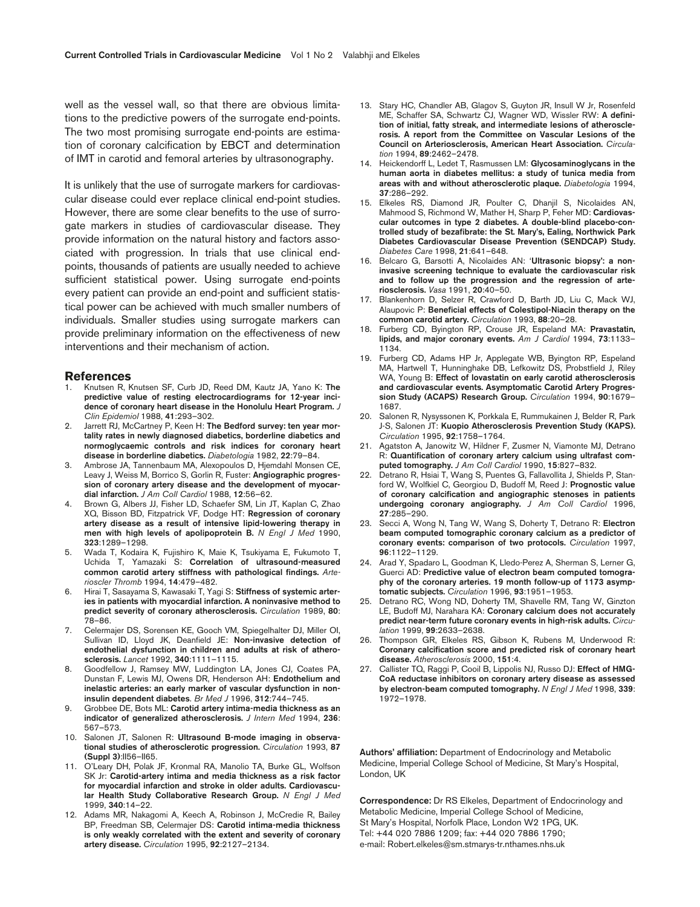well as the vessel wall, so that there are obvious limitations to the predictive powers of the surrogate end-points. The two most promising surrogate end-points are estimation of coronary calcification by EBCT and determination of IMT in carotid and femoral arteries by ultrasonography.

It is unlikely that the use of surrogate markers for cardiovascular disease could ever replace clinical end-point studies. However, there are some clear benefits to the use of surrogate markers in studies of cardiovascular disease. They provide information on the natural history and factors associated with progression. In trials that use clinical end-points, thousands of patients are usually needed to achieve sufficient statistical power. Using surrogate end-points every patient can provide an end-point and sufficient statistical power can be achieved with much smaller numbers of individuals. Smaller studies using surrogate markers can provide preliminary information on the effectiveness of new interventions and their mechanism of action.

## References

1. Knutsen R, Knutsen SF, Curb JD, Reed DM, Kautz JA, Yano K: **The predictive value of resting electrocardiograms for 12-year incidence of coronary heart disease in the Honolulu Heart Program.** *J Clin Epidemiol* 1988, **41**:293–302.
2. Jarrett RJ, McCartney P, Keen H: **The Bedford survey: ten year mortality rates in newly diagnosed diabetics, borderline diabetics and normoglycaemic controls and risk indices for coronary heart disease in borderline diabetics.** *Diabetologia* 1982, **22**:79–84.
3. Ambrose JA, Tannenbaum MA, Alexopoulos D, Hjemdahl Monsen CE, Leavy J, Weiss M, Borrico S, Gorlin R, Fuster: **Angiographic progression of coronary artery disease and the development of myocardial infarction.** *J Am Coll Cardiol* 1988, **12**:56–62.
4. Brown G, Albers JJ, Fisher LD, Schaefer SM, Lin JT, Kaplan C, Zhao XQ, Bisson BD, Fitzpatrick VF, Dodge HT: **Regression of coronary artery disease as a result of intensive lipid-lowering therapy in men with high levels of apolipoprotein B.** *N Engl J Med* 1990, **323**:1289–1298.
5. Wada T, Kodaira K, Fujishiro K, Maie K, Tsukiyama E, Fukumoto T, Uchida T, Yamazaki S: **Correlation of ultrasound-measured common carotid artery stiffness with pathological findings.** *Arterioscler Thromb* 1994, **14**:479–482.
6. Hirai T, Sasayama S, Kawasaki T, Yagi S: **Stiffness of systemic arteries in patients with myocardial infarction. A noninvasive method to predict severity of coronary atherosclerosis.** *Circulation* 1989, **80**: 78–86.
7. Celermajer DS, Sorensen KE, Gooch VM, Spiegelhalter DJ, Miller OI, Sullivan ID, Lloyd JK, Deanfield JE: **Non-invasive detection of endothelial dysfunction in children and adults at risk of atherosclerosis.** *Lancet* 1992, **340**:1111–1115.
8. Goodfellow J, Ramsey MW, Luddington LA, Jones CJ, Coates PA, Dunstan F, Lewis MJ, Owens DR, Henderson AH: **Endothelium and inelastic arteries: an early marker of vascular dysfunction in non-insulin dependent diabetes**. *Br Med J* 1996, **312**:744–745.
9. Grobbee DE, Bots ML: **Carotid artery intima-media thickness as an indicator of generalized atherosclerosis.** *J Intern Med* 1994, **236**: 567–573.
10. Salonen JT, Salonen R: **Ultrasound B-mode imaging in observational studies of atherosclerotic progression.** *Circulation* 1993, **87 (Suppl 3)**:II56–II65.
11. O'Leary DH, Polak JF, Kronmal RA, Manolio TA, Burke GL, Wolfson SK Jr: **Carotid-artery intima and media thickness as a risk factor for myocardial infarction and stroke in older adults. Cardiovascular Health Study Collaborative Research Group.** *N Engl J Med* 1999, **340**:14–22.
12. Adams MR, Nakagomi A, Keech A, Robinson J, McCredie R, Bailey BP, Freedman SB, Celermajer DS: **Carotid intima-media thickness is only weakly correlated with the extent and severity of coronary artery disease.** *Circulation* 1995, **92**:2127–2134.
13. Stary HC, Chandler AB, Glagov S, Guyton JR, Insull W Jr, Rosenfeld ME, Schaffer SA, Schwartz CJ, Wagner WD, Wissler RW: **A definition of initial, fatty streak, and intermediate lesions of atherosclerosis. A report from the Committee on Vascular Lesions of the Council on Arteriosclerosis, American Heart Association.** *Circulation* 1994, **89**:2462–2478.
14. Heickendorff L, Ledet T, Rasmussen LM: **Glycosaminoglycans in the human aorta in diabetes mellitus: a study of tunica media from areas with and without atherosclerotic plaque.** *Diabetologia* 1994, **37**:286–292.
15. Elkeles RS, Diamond JR, Poulter C, Dhanjil S, Nicolaides AN, Mahmood S, Richmond W, Mather H, Sharp P, Feher MD: **Cardiovascular outcomes in type 2 diabetes. A double-blind placebo-controlled study of bezafibrate: the St. Mary's, Ealing, Northwick Park Diabetes Cardiovascular Disease Prevention (SENDCAP) Study.** *Diabetes Care* 1998, **21**:641–648.
16. Belcaro G, Barsotti A, Nicolaides AN: **'Ultrasonic biopsy': a non-invasive screening technique to evaluate the cardiovascular risk and to follow up the progression and the regression of arteriosclerosis.** *Vasa* 1991, **20**:40–50.
17. Blankenhorn D, Selzer R, Crawford D, Barth JD, Liu C, Mack WJ, Alaupovic P: **Beneficial effects of Colestipol-Niacin therapy on the common carotid artery.** *Circulation* 1993, **88**:20–28.
18. Furberg CD, Byington RP, Crouse JR, Espeland MA: **Pravastatin, lipids, and major coronary events.** *Am J Cardiol* 1994, **73**:1133–1134.
19. Furberg CD, Adams HP Jr, Applegate WB, Byington RP, Espeland MA, Hartwell T, Hunninghake DB, Lefkowitz DS, Probstfield J, Riley WA, Young B: **Effect of lovastatin on early carotid atherosclerosis and cardiovascular events. Asymptomatic Carotid Artery Progression Study (ACAPS) Research Group.** *Circulation* 1994, **90**:1679–1687.
20. Salonen R, Nysyssonen K, Porkkala E, Rummukainen J, Belder R, Park J-S, Salonen JT: **Kuopio Atherosclerosis Prevention Study (KAPS).** *Circulation* 1995, **92**:1758–1764.
21. Agatston A, Janowitz W, Hildner F, Zusmer N, Viamonte MJ, Detrano R: **Quantification of coronary artery calcium using ultrafast computed tomography.** *J Am Coll Cardiol* 1990, **15**:827–832.
22. Detrano R, Hsiai T, Wang S, Puentes G, Fallavollita J, Shields P, Stanford W, Wolfkiel C, Georgiou D, Budoff M, Reed J: **Prognostic value of coronary calcification and angiographic stenoses in patients undergoing coronary angiography.** *J Am Coll Cardiol* 1996, **27**:285–290.
23. Secci A, Wong N, Tang W, Wang S, Doherty T, Detrano R: **Electron beam computed tomographic coronary calcium as a predictor of coronary events: comparison of two protocols.** *Circulation* 1997, **96**:1122–1129.
24. Arad Y, Spadaro L, Goodman K, Lledo-Perez A, Sherman S, Lerner G, Guerci AD: **Predictive value of electron beam computed tomography of the coronary arteries. 19 month follow-up of 1173 asymptomatic subjects.** *Circulation* 1996, **93**:1951–1953.
25. Detrano RC, Wong ND, Doherty TM, Shavelle RM, Tang W, Ginzton LE, Budoff MJ, Narahara KA: **Coronary calcium does not accurately predict near-term future coronary events in high-risk adults.** *Circulation* 1999, **99**:2633–2638.
26. Thompson GR, Elkeles RS, Gibson K, Rubens M, Underwood R: **Coronary calcification score and predicted risk of coronary heart disease.** *Atherosclerosis* 2000, **151**:4.
27. Callister TQ, Raggi P, Cooil B, Lippolis NJ, Russo DJ: **Effect of HMG-CoA reductase inhibitors on coronary artery disease as assessed by electron-beam computed tomography.** *N Engl J Med* 1998, **339**: 1972–1978.

**Authors' affiliation:** Department of Endocrinology and Metabolic Medicine, Imperial College School of Medicine, St Mary's Hospital, London, UK

**Correspondence:** Dr RS Elkeles, Department of Endocrinology and Metabolic Medicine, Imperial College School of Medicine, St Mary's Hospital, Norfolk Place, London W2 1PG, UK. Tel: +44 020 7886 1209; fax: +44 020 7886 1790; e-mail: Robert.elkeles@sm.stmarys-tr.nthames.nhs.uk